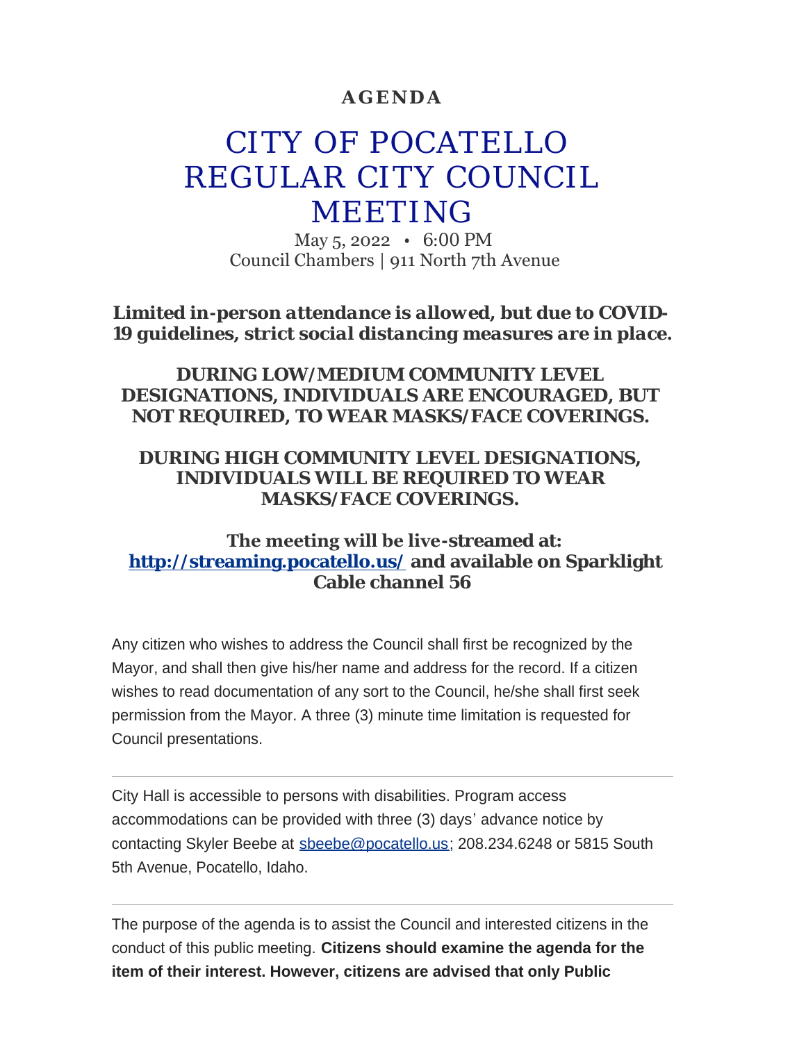**AGENDA**

# CITY OF POCATELLO REGULAR CITY COUNCIL MEETING

May 5, 2022 • 6:00 PM
Council Chambers | 911 North 7th Avenue

***Limited in-person attendance is allowed, but due to COVID-19 guidelines, strict social distancing measures are in place.***

***DURING LOW/MEDIUM COMMUNITY LEVEL DESIGNATIONS, INDIVIDUALS ARE ENCOURAGED, BUT NOT REQUIRED, TO WEAR MASKS/FACE COVERINGS.***

***DURING HIGH COMMUNITY LEVEL DESIGNATIONS, INDIVIDUALS WILL BE REQUIRED TO WEAR MASKS/FACE COVERINGS.***

**The meeting will be live-streamed at: [http://streaming.pocatello.us/](http://streaming.pocatello.us/) and available on Sparklight Cable channel 56**

Any citizen who wishes to address the Council shall first be recognized by the Mayor, and shall then give his/her name and address for the record. If a citizen wishes to read documentation of any sort to the Council, he/she shall first seek permission from the Mayor. A three (3) minute time limitation is requested for Council presentations.

---

City Hall is accessible to persons with disabilities. Program access accommodations can be provided with three (3) days' advance notice by contacting Skyler Beebe at [sbeebe@pocatello.us](mailto:sbeebe@pocatello.us); 208.234.6248 or 5815 South 5th Avenue, Pocatello, Idaho.

---

The purpose of the agenda is to assist the Council and interested citizens in the conduct of this public meeting. **Citizens should examine the agenda for the item of their interest. However, citizens are advised that only Public**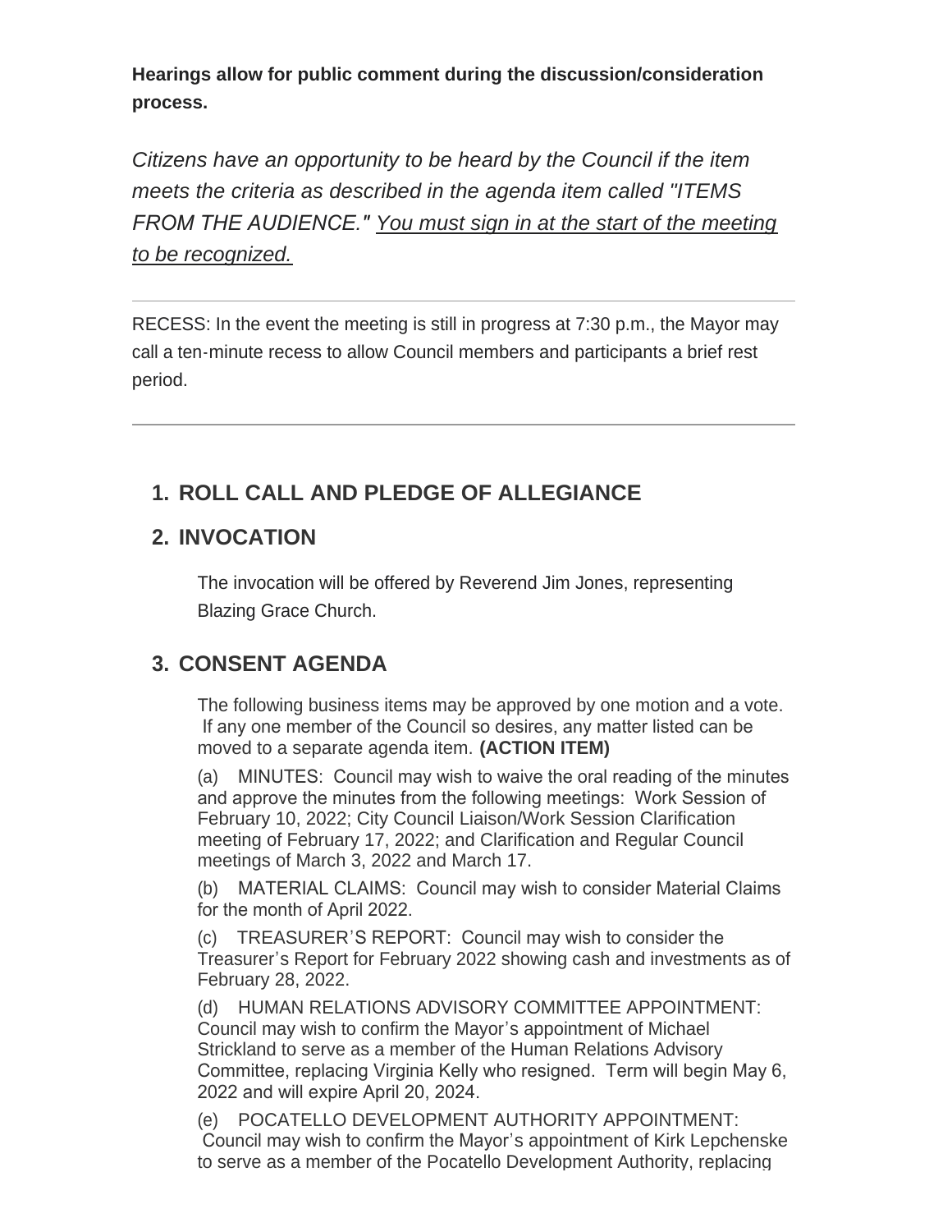**Hearings allow for public comment during the discussion/consideration process.**

*Citizens have an opportunity to be heard by the Council if the item meets the criteria as described in the agenda item called "ITEMS FROM THE AUDIENCE." <u>You must sign in at the start of the meeting to be recognized.</u>*

---

RECESS: In the event the meeting is still in progress at 7:30 p.m., the Mayor may call a ten-minute recess to allow Council members and participants a brief rest period.

---

## 1. ROLL CALL AND PLEDGE OF ALLEGIANCE

## 2. INVOCATION

The invocation will be offered by Reverend Jim Jones, representing Blazing Grace Church.

## 3. CONSENT AGENDA

The following business items may be approved by one motion and a vote. If any one member of the Council so desires, any matter listed can be moved to a separate agenda item. **(ACTION ITEM)**

(a) MINUTES: Council may wish to waive the oral reading of the minutes and approve the minutes from the following meetings: Work Session of February 10, 2022; City Council Liaison/Work Session Clarification meeting of February 17, 2022; and Clarification and Regular Council meetings of March 3, 2022 and March 17.

(b) MATERIAL CLAIMS: Council may wish to consider Material Claims for the month of April 2022.

(c) TREASURER'S REPORT: Council may wish to consider the Treasurer's Report for February 2022 showing cash and investments as of February 28, 2022.

(d) HUMAN RELATIONS ADVISORY COMMITTEE APPOINTMENT: Council may wish to confirm the Mayor's appointment of Michael Strickland to serve as a member of the Human Relations Advisory Committee, replacing Virginia Kelly who resigned. Term will begin May 6, 2022 and will expire April 20, 2024.

(e) POCATELLO DEVELOPMENT AUTHORITY APPOINTMENT: Council may wish to confirm the Mayor's appointment of Kirk Lepchenske to serve as a member of the Pocatello Development Authority, replacing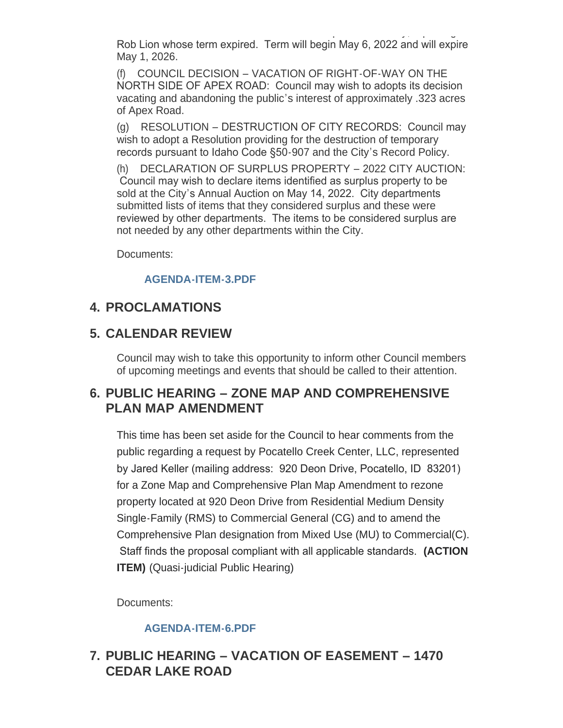Rob Lion whose term expired. Term will begin May 6, 2022 and will expire May 1, 2026.

(f) COUNCIL DECISION – VACATION OF RIGHT-OF-WAY ON THE NORTH SIDE OF APEX ROAD: Council may wish to adopts its decision vacating and abandoning the public's interest of approximately .323 acres of Apex Road.

(g) RESOLUTION – DESTRUCTION OF CITY RECORDS: Council may wish to adopt a Resolution providing for the destruction of temporary records pursuant to Idaho Code §50-907 and the City's Record Policy.

(h) DECLARATION OF SURPLUS PROPERTY – 2022 CITY AUCTION: Council may wish to declare items identified as surplus property to be sold at the City's Annual Auction on May 14, 2022. City departments submitted lists of items that they considered surplus and these were reviewed by other departments. The items to be considered surplus are not needed by any other departments within the City.

Documents:

AGENDA-ITEM-3.PDF

## 4. PROCLAMATIONS

## 5. CALENDAR REVIEW

Council may wish to take this opportunity to inform other Council members of upcoming meetings and events that should be called to their attention.

## 6. PUBLIC HEARING – ZONE MAP AND COMPREHENSIVE PLAN MAP AMENDMENT

This time has been set aside for the Council to hear comments from the public regarding a request by Pocatello Creek Center, LLC, represented by Jared Keller (mailing address: 920 Deon Drive, Pocatello, ID 83201) for a Zone Map and Comprehensive Plan Map Amendment to rezone property located at 920 Deon Drive from Residential Medium Density Single-Family (RMS) to Commercial General (CG) and to amend the Comprehensive Plan designation from Mixed Use (MU) to Commercial(C). Staff finds the proposal compliant with all applicable standards. **(ACTION ITEM)** (Quasi-judicial Public Hearing)

Documents:

AGENDA-ITEM-6.PDF

## 7. PUBLIC HEARING – VACATION OF EASEMENT – 1470 CEDAR LAKE ROAD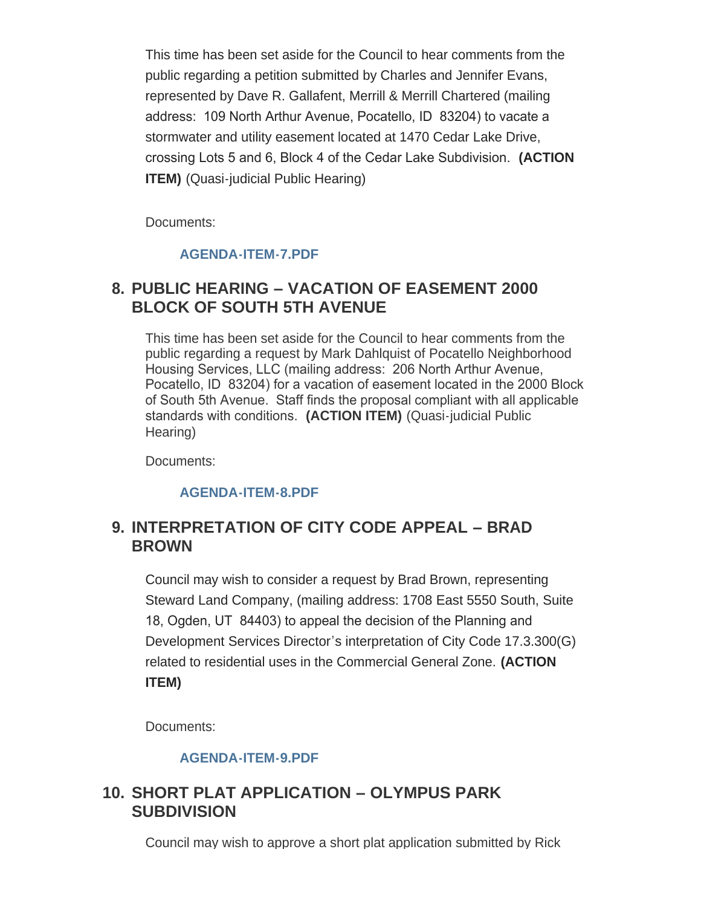This time has been set aside for the Council to hear comments from the public regarding a petition submitted by Charles and Jennifer Evans, represented by Dave R. Gallafent, Merrill & Merrill Chartered (mailing address: 109 North Arthur Avenue, Pocatello, ID 83204) to vacate a stormwater and utility easement located at 1470 Cedar Lake Drive, crossing Lots 5 and 6, Block 4 of the Cedar Lake Subdivision. **(ACTION ITEM)** (Quasi-judicial Public Hearing)

Documents:

AGENDA-ITEM-7.PDF

## 8. PUBLIC HEARING – VACATION OF EASEMENT 2000 BLOCK OF SOUTH 5TH AVENUE

This time has been set aside for the Council to hear comments from the public regarding a request by Mark Dahlquist of Pocatello Neighborhood Housing Services, LLC (mailing address: 206 North Arthur Avenue, Pocatello, ID 83204) for a vacation of easement located in the 2000 Block of South 5th Avenue. Staff finds the proposal compliant with all applicable standards with conditions. **(ACTION ITEM)** (Quasi-judicial Public Hearing)

Documents:

AGENDA-ITEM-8.PDF

## 9. INTERPRETATION OF CITY CODE APPEAL – BRAD BROWN

Council may wish to consider a request by Brad Brown, representing Steward Land Company, (mailing address: 1708 East 5550 South, Suite 18, Ogden, UT 84403) to appeal the decision of the Planning and Development Services Director's interpretation of City Code 17.3.300(G) related to residential uses in the Commercial General Zone. **(ACTION ITEM)**

Documents:

AGENDA-ITEM-9.PDF

## 10. SHORT PLAT APPLICATION – OLYMPUS PARK SUBDIVISION

Council may wish to approve a short plat application submitted by Rick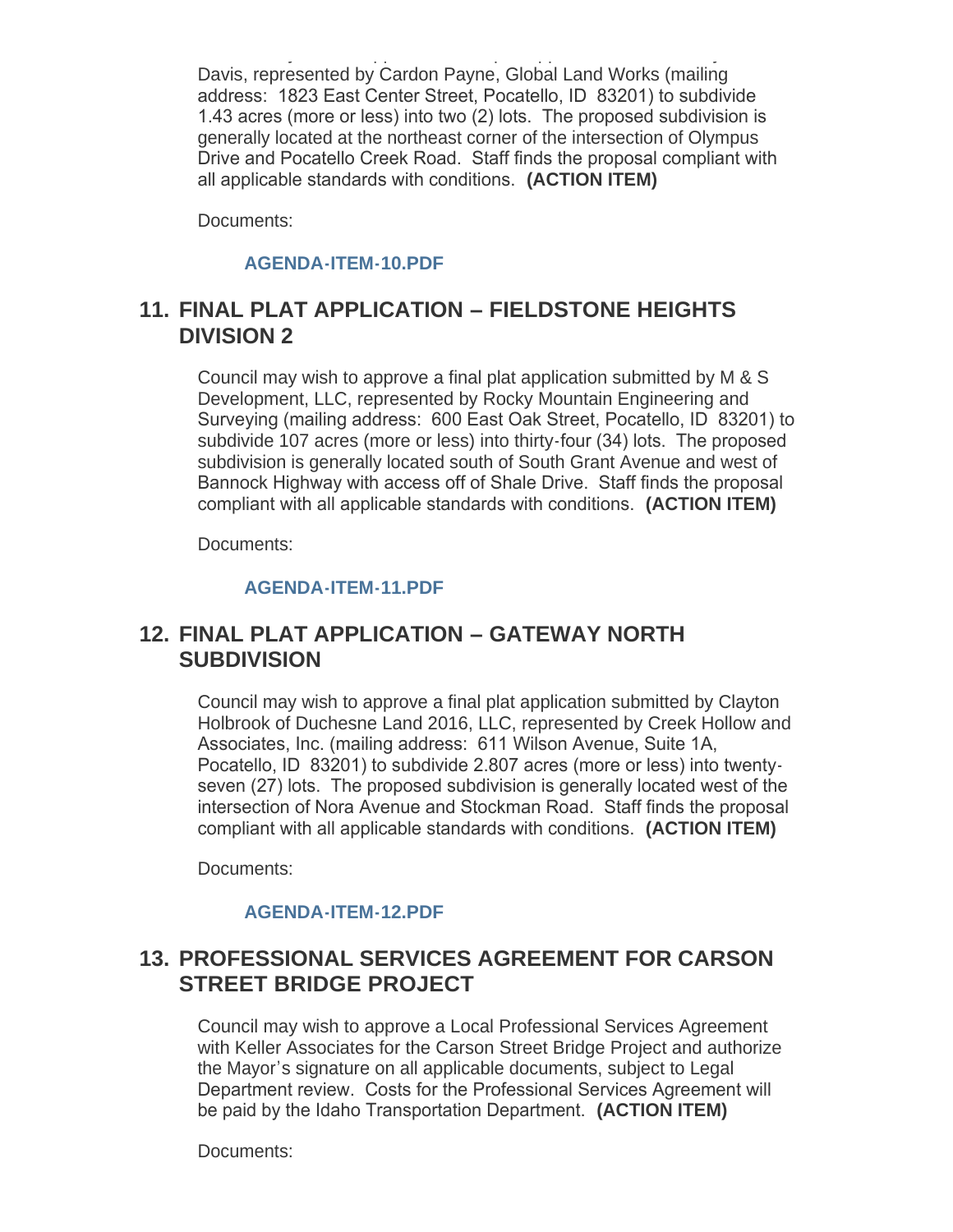Davis, represented by Cardon Payne, Global Land Works (mailing address: 1823 East Center Street, Pocatello, ID 83201) to subdivide 1.43 acres (more or less) into two (2) lots. The proposed subdivision is generally located at the northeast corner of the intersection of Olympus Drive and Pocatello Creek Road. Staff finds the proposal compliant with all applicable standards with conditions. **(ACTION ITEM)**

Documents:

**AGENDA-ITEM-10.PDF**

## 11. FINAL PLAT APPLICATION – FIELDSTONE HEIGHTS DIVISION 2

Council may wish to approve a final plat application submitted by M & S Development, LLC, represented by Rocky Mountain Engineering and Surveying (mailing address: 600 East Oak Street, Pocatello, ID 83201) to subdivide 107 acres (more or less) into thirty-four (34) lots. The proposed subdivision is generally located south of South Grant Avenue and west of Bannock Highway with access off of Shale Drive. Staff finds the proposal compliant with all applicable standards with conditions. **(ACTION ITEM)**

Documents:

**AGENDA-ITEM-11.PDF**

## 12. FINAL PLAT APPLICATION – GATEWAY NORTH SUBDIVISION

Council may wish to approve a final plat application submitted by Clayton Holbrook of Duchesne Land 2016, LLC, represented by Creek Hollow and Associates, Inc. (mailing address: 611 Wilson Avenue, Suite 1A, Pocatello, ID 83201) to subdivide 2.807 acres (more or less) into twenty-seven (27) lots. The proposed subdivision is generally located west of the intersection of Nora Avenue and Stockman Road. Staff finds the proposal compliant with all applicable standards with conditions. **(ACTION ITEM)**

Documents:

**AGENDA-ITEM-12.PDF**

## 13. PROFESSIONAL SERVICES AGREEMENT FOR CARSON STREET BRIDGE PROJECT

Council may wish to approve a Local Professional Services Agreement with Keller Associates for the Carson Street Bridge Project and authorize the Mayor's signature on all applicable documents, subject to Legal Department review. Costs for the Professional Services Agreement will be paid by the Idaho Transportation Department. **(ACTION ITEM)**

Documents: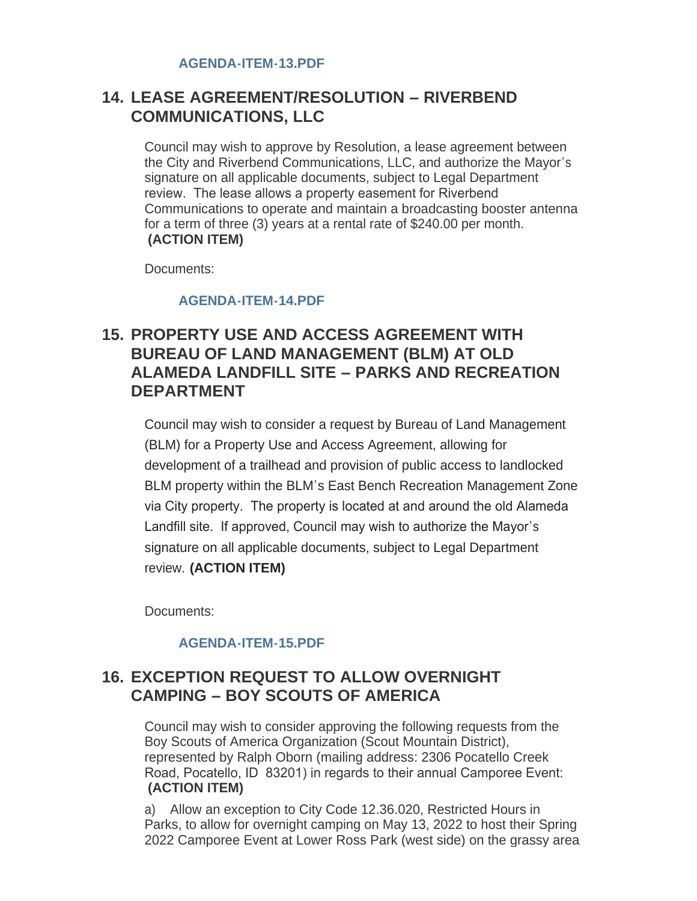AGENDA-ITEM-13.PDF

## 14. LEASE AGREEMENT/RESOLUTION – RIVERBEND COMMUNICATIONS, LLC

Council may wish to approve by Resolution, a lease agreement between the City and Riverbend Communications, LLC, and authorize the Mayor's signature on all applicable documents, subject to Legal Department review. The lease allows a property easement for Riverbend Communications to operate and maintain a broadcasting booster antenna for a term of three (3) years at a rental rate of $240.00 per month. **(ACTION ITEM)**

Documents:

AGENDA-ITEM-14.PDF

## 15. PROPERTY USE AND ACCESS AGREEMENT WITH BUREAU OF LAND MANAGEMENT (BLM) AT OLD ALAMEDA LANDFILL SITE – PARKS AND RECREATION DEPARTMENT

Council may wish to consider a request by Bureau of Land Management (BLM) for a Property Use and Access Agreement, allowing for development of a trailhead and provision of public access to landlocked BLM property within the BLM's East Bench Recreation Management Zone via City property. The property is located at and around the old Alameda Landfill site. If approved, Council may wish to authorize the Mayor's signature on all applicable documents, subject to Legal Department review. **(ACTION ITEM)**

Documents:

AGENDA-ITEM-15.PDF

## 16. EXCEPTION REQUEST TO ALLOW OVERNIGHT CAMPING – BOY SCOUTS OF AMERICA

Council may wish to consider approving the following requests from the Boy Scouts of America Organization (Scout Mountain District), represented by Ralph Oborn (mailing address: 2306 Pocatello Creek Road, Pocatello, ID 83201) in regards to their annual Camporee Event: **(ACTION ITEM)**

a) Allow an exception to City Code 12.36.020, Restricted Hours in Parks, to allow for overnight camping on May 13, 2022 to host their Spring 2022 Camporee Event at Lower Ross Park (west side) on the grassy area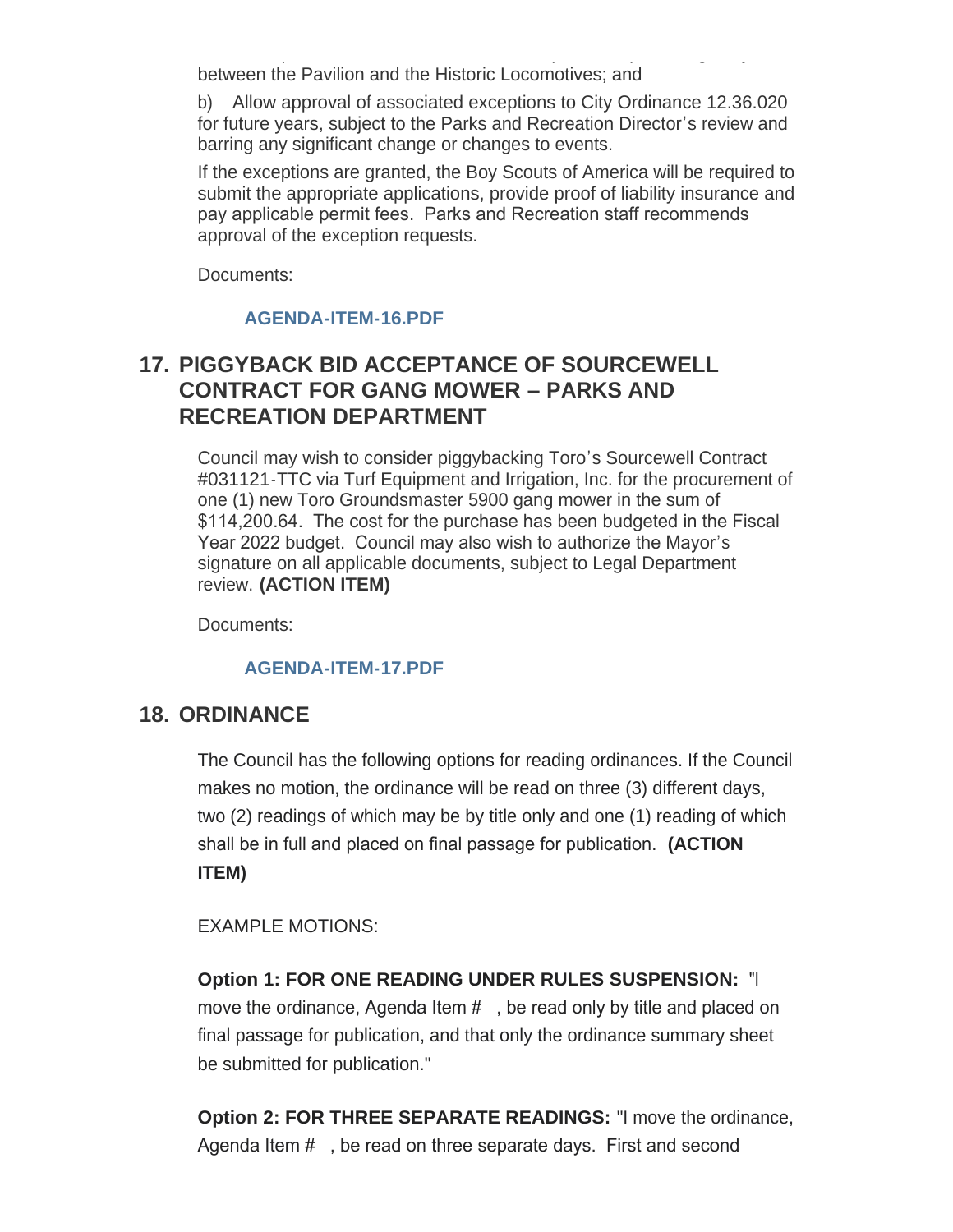between the Pavilion and the Historic Locomotives; and

b) Allow approval of associated exceptions to City Ordinance 12.36.020 for future years, subject to the Parks and Recreation Director's review and barring any significant change or changes to events.

If the exceptions are granted, the Boy Scouts of America will be required to submit the appropriate applications, provide proof of liability insurance and pay applicable permit fees. Parks and Recreation staff recommends approval of the exception requests.

Documents:

**AGENDA-ITEM-16.PDF**

## 17. PIGGYBACK BID ACCEPTANCE OF SOURCEWELL CONTRACT FOR GANG MOWER – PARKS AND RECREATION DEPARTMENT

Council may wish to consider piggybacking Toro's Sourcewell Contract #031121-TTC via Turf Equipment and Irrigation, Inc. for the procurement of one (1) new Toro Groundsmaster 5900 gang mower in the sum of $114,200.64. The cost for the purchase has been budgeted in the Fiscal Year 2022 budget. Council may also wish to authorize the Mayor's signature on all applicable documents, subject to Legal Department review. **(ACTION ITEM)**

Documents:

**AGENDA-ITEM-17.PDF**

## 18. ORDINANCE

The Council has the following options for reading ordinances. If the Council makes no motion, the ordinance will be read on three (3) different days, two (2) readings of which may be by title only and one (1) reading of which shall be in full and placed on final passage for publication. **(ACTION ITEM)**

EXAMPLE MOTIONS:

**Option 1: FOR ONE READING UNDER RULES SUSPENSION:** "I move the ordinance, Agenda Item # , be read only by title and placed on final passage for publication, and that only the ordinance summary sheet be submitted for publication."

**Option 2: FOR THREE SEPARATE READINGS:** "I move the ordinance, Agenda Item # , be read on three separate days. First and second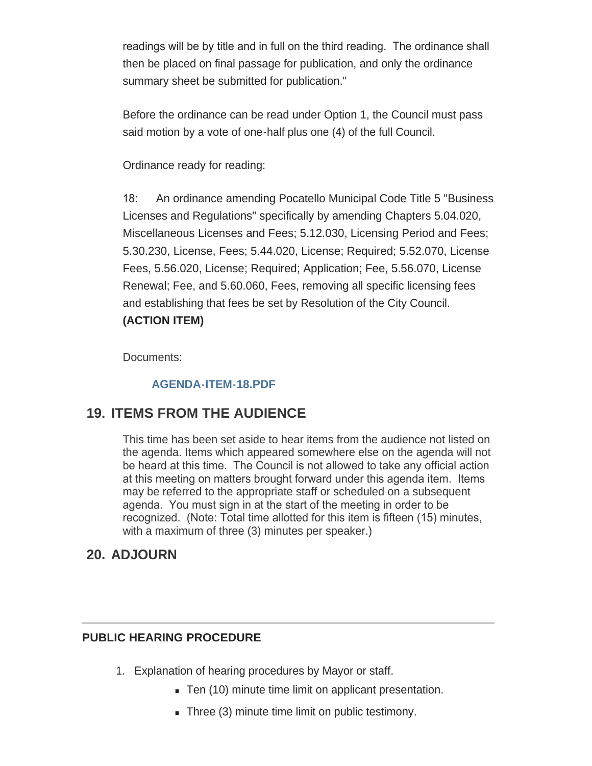readings will be by title and in full on the third reading. The ordinance shall then be placed on final passage for publication, and only the ordinance summary sheet be submitted for publication."

Before the ordinance can be read under Option 1, the Council must pass said motion by a vote of one-half plus one (4) of the full Council.

Ordinance ready for reading:

18: An ordinance amending Pocatello Municipal Code Title 5 "Business Licenses and Regulations" specifically by amending Chapters 5.04.020, Miscellaneous Licenses and Fees; 5.12.030, Licensing Period and Fees; 5.30.230, License, Fees; 5.44.020, License; Required; 5.52.070, License Fees, 5.56.020, License; Required; Application; Fee, 5.56.070, License Renewal; Fee, and 5.60.060, Fees, removing all specific licensing fees and establishing that fees be set by Resolution of the City Council. **(ACTION ITEM)**

Documents:

**AGENDA-ITEM-18.PDF**

## 19. ITEMS FROM THE AUDIENCE

This time has been set aside to hear items from the audience not listed on the agenda. Items which appeared somewhere else on the agenda will not be heard at this time. The Council is not allowed to take any official action at this meeting on matters brought forward under this agenda item. Items may be referred to the appropriate staff or scheduled on a subsequent agenda. You must sign in at the start of the meeting in order to be recognized. (Note: Total time allotted for this item is fifteen (15) minutes, with a maximum of three (3) minutes per speaker.)

## 20. ADJOURN

---

**PUBLIC HEARING PROCEDURE**

1. Explanation of hearing procedures by Mayor or staff.
    - Ten (10) minute time limit on applicant presentation.
    - Three (3) minute time limit on public testimony.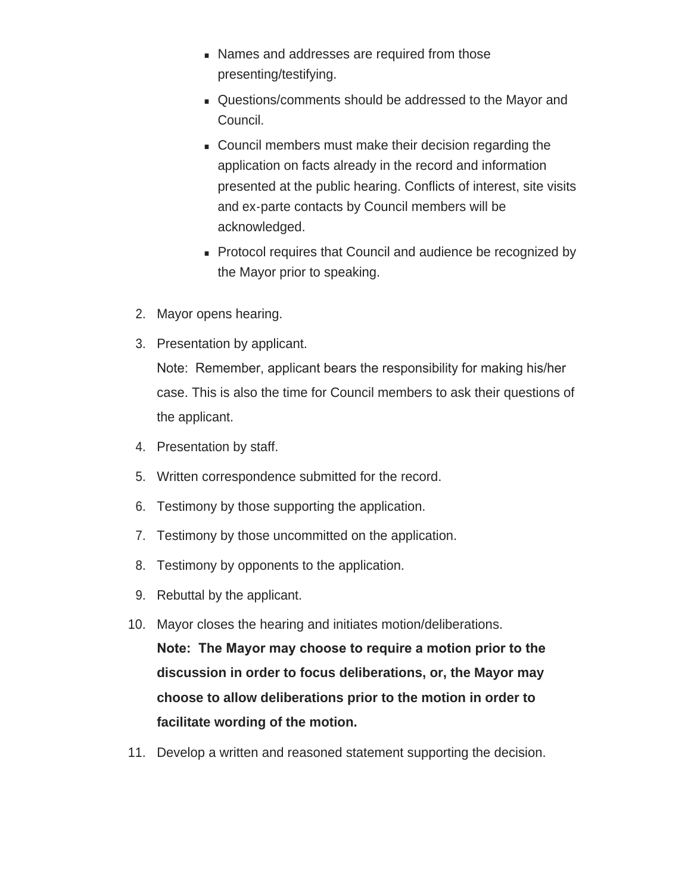- Names and addresses are required from those presenting/testifying.
- Questions/comments should be addressed to the Mayor and Council.
- Council members must make their decision regarding the application on facts already in the record and information presented at the public hearing. Conflicts of interest, site visits and ex-parte contacts by Council members will be acknowledged.
- Protocol requires that Council and audience be recognized by the Mayor prior to speaking.

2. Mayor opens hearing.
3. Presentation by applicant.

   Note: Remember, applicant bears the responsibility for making his/her case. This is also the time for Council members to ask their questions of the applicant.
4. Presentation by staff.
5. Written correspondence submitted for the record.
6. Testimony by those supporting the application.
7. Testimony by those uncommitted on the application.
8. Testimony by opponents to the application.
9. Rebuttal by the applicant.
10. Mayor closes the hearing and initiates motion/deliberations.

    **Note: The Mayor may choose to require a motion prior to the discussion in order to focus deliberations, or, the Mayor may choose to allow deliberations prior to the motion in order to facilitate wording of the motion.**
11. Develop a written and reasoned statement supporting the decision.